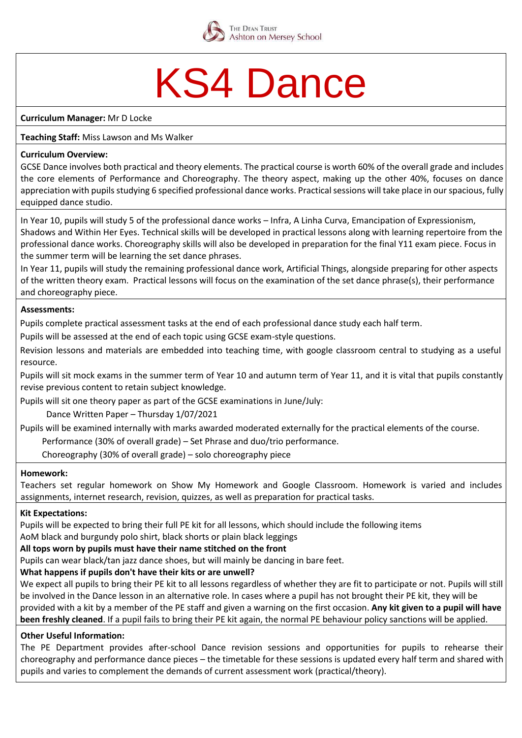The Dean Trust
Ashton on Mersey School

# KS4 Dance

**Curriculum Manager:** Mr D Locke

**Teaching Staff:** Miss Lawson and Ms Walker

**Curriculum Overview:**

GCSE Dance involves both practical and theory elements. The practical course is worth 60% of the overall grade and includes the core elements of Performance and Choreography. The theory aspect, making up the other 40%, focuses on dance appreciation with pupils studying 6 specified professional dance works. Practical sessions will take place in our spacious, fully equipped dance studio.

In Year 10, pupils will study 5 of the professional dance works – Infra, A Linha Curva, Emancipation of Expressionism, Shadows and Within Her Eyes. Technical skills will be developed in practical lessons along with learning repertoire from the professional dance works. Choreography skills will also be developed in preparation for the final Y11 exam piece. Focus in the summer term will be learning the set dance phrases.

In Year 11, pupils will study the remaining professional dance work, Artificial Things, alongside preparing for other aspects of the written theory exam. Practical lessons will focus on the examination of the set dance phrase(s), their performance and choreography piece.

**Assessments:**

Pupils complete practical assessment tasks at the end of each professional dance study each half term.

Pupils will be assessed at the end of each topic using GCSE exam-style questions.

Revision lessons and materials are embedded into teaching time, with google classroom central to studying as a useful resource.

Pupils will sit mock exams in the summer term of Year 10 and autumn term of Year 11, and it is vital that pupils constantly revise previous content to retain subject knowledge.

Pupils will sit one theory paper as part of the GCSE examinations in June/July:

Dance Written Paper – Thursday 1/07/2021

Pupils will be examined internally with marks awarded moderated externally for the practical elements of the course.

Performance (30% of overall grade) – Set Phrase and duo/trio performance.

Choreography (30% of overall grade) – solo choreography piece

**Homework:**

Teachers set regular homework on Show My Homework and Google Classroom. Homework is varied and includes assignments, internet research, revision, quizzes, as well as preparation for practical tasks.

**Kit Expectations:**

Pupils will be expected to bring their full PE kit for all lessons, which should include the following items

AoM black and burgundy polo shirt, black shorts or plain black leggings

**All tops worn by pupils must have their name stitched on the front**

Pupils can wear black/tan jazz dance shoes, but will mainly be dancing in bare feet.

**What happens if pupils don't have their kits or are unwell?**

We expect all pupils to bring their PE kit to all lessons regardless of whether they are fit to participate or not. Pupils will still be involved in the Dance lesson in an alternative role. In cases where a pupil has not brought their PE kit, they will be provided with a kit by a member of the PE staff and given a warning on the first occasion. **Any kit given to a pupil will have been freshly cleaned**. If a pupil fails to bring their PE kit again, the normal PE behaviour policy sanctions will be applied.

**Other Useful Information:**

The PE Department provides after-school Dance revision sessions and opportunities for pupils to rehearse their choreography and performance dance pieces – the timetable for these sessions is updated every half term and shared with pupils and varies to complement the demands of current assessment work (practical/theory).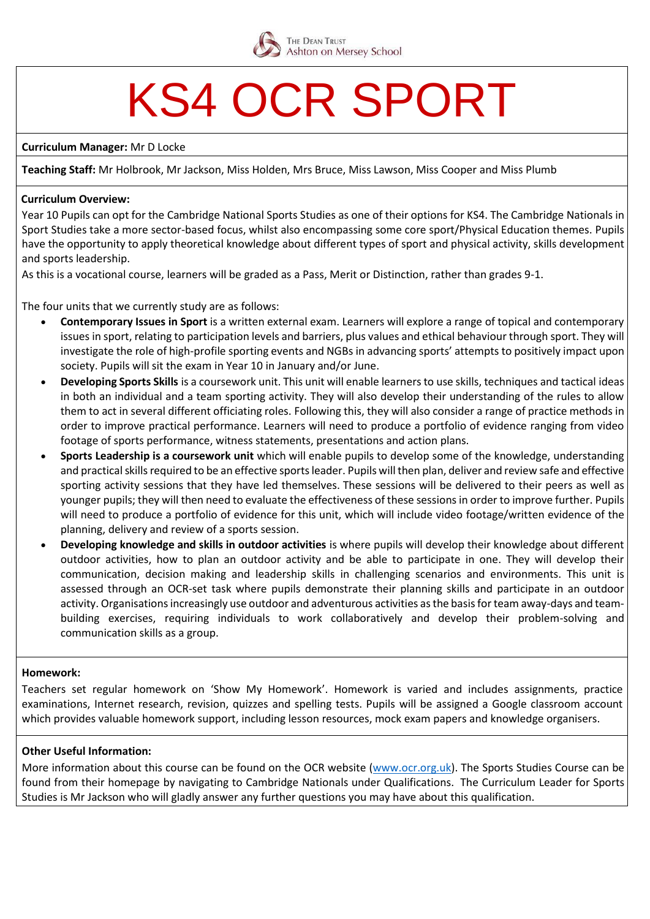The Dean Trust
Ashton on Mersey School

# KS4 OCR SPORT

**Curriculum Manager:** Mr D Locke

**Teaching Staff:** Mr Holbrook, Mr Jackson, Miss Holden, Mrs Bruce, Miss Lawson, Miss Cooper and Miss Plumb

**Curriculum Overview:**

Year 10 Pupils can opt for the Cambridge National Sports Studies as one of their options for KS4. The Cambridge Nationals in Sport Studies take a more sector-based focus, whilst also encompassing some core sport/Physical Education themes. Pupils have the opportunity to apply theoretical knowledge about different types of sport and physical activity, skills development and sports leadership.

As this is a vocational course, learners will be graded as a Pass, Merit or Distinction, rather than grades 9-1.

The four units that we currently study are as follows:

- **Contemporary Issues in Sport** is a written external exam. Learners will explore a range of topical and contemporary issues in sport, relating to participation levels and barriers, plus values and ethical behaviour through sport. They will investigate the role of high-profile sporting events and NGBs in advancing sports' attempts to positively impact upon society. Pupils will sit the exam in Year 10 in January and/or June.
- **Developing Sports Skills** is a coursework unit. This unit will enable learners to use skills, techniques and tactical ideas in both an individual and a team sporting activity. They will also develop their understanding of the rules to allow them to act in several different officiating roles. Following this, they will also consider a range of practice methods in order to improve practical performance. Learners will need to produce a portfolio of evidence ranging from video footage of sports performance, witness statements, presentations and action plans.
- **Sports Leadership is a coursework unit** which will enable pupils to develop some of the knowledge, understanding and practical skills required to be an effective sports leader. Pupils will then plan, deliver and review safe and effective sporting activity sessions that they have led themselves. These sessions will be delivered to their peers as well as younger pupils; they will then need to evaluate the effectiveness of these sessions in order to improve further. Pupils will need to produce a portfolio of evidence for this unit, which will include video footage/written evidence of the planning, delivery and review of a sports session.
- **Developing knowledge and skills in outdoor activities** is where pupils will develop their knowledge about different outdoor activities, how to plan an outdoor activity and be able to participate in one. They will develop their communication, decision making and leadership skills in challenging scenarios and environments. This unit is assessed through an OCR-set task where pupils demonstrate their planning skills and participate in an outdoor activity. Organisations increasingly use outdoor and adventurous activities as the basis for team away-days and team-building exercises, requiring individuals to work collaboratively and develop their problem-solving and communication skills as a group.

**Homework:**

Teachers set regular homework on 'Show My Homework'. Homework is varied and includes assignments, practice examinations, Internet research, revision, quizzes and spelling tests. Pupils will be assigned a Google classroom account which provides valuable homework support, including lesson resources, mock exam papers and knowledge organisers.

**Other Useful Information:**

More information about this course can be found on the OCR website (www.ocr.org.uk). The Sports Studies Course can be found from their homepage by navigating to Cambridge Nationals under Qualifications. The Curriculum Leader for Sports Studies is Mr Jackson who will gladly answer any further questions you may have about this qualification.